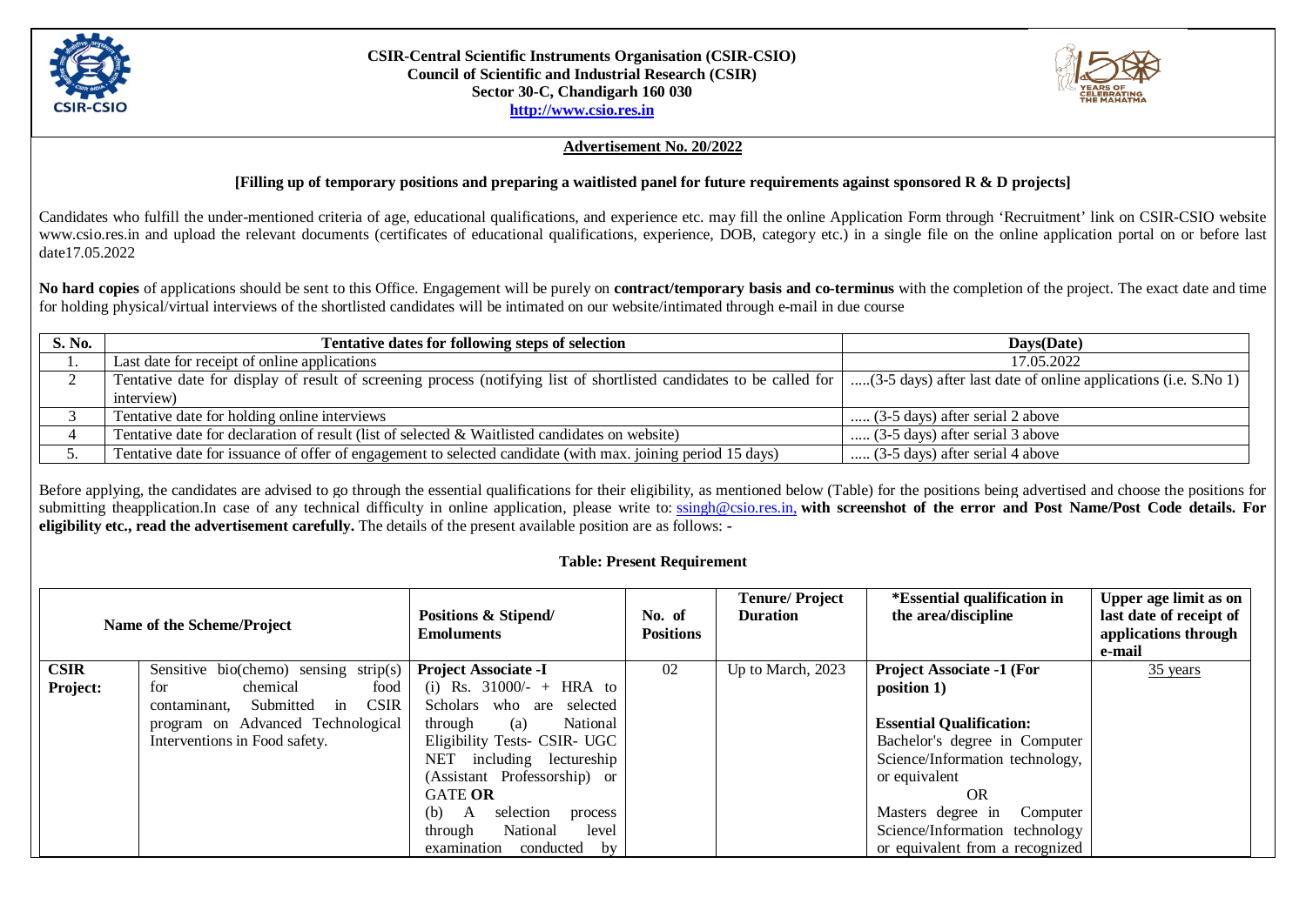**CSIR-Central Scientific Instruments Organisation (CSIR-CSIO)**
**Council of Scientific and Industrial Research (CSIR)**
**Sector 30-C, Chandigarh 160 030**
**http://www.csio.res.in**

## Advertisement No. 20/2022

**[Filling up of temporary positions and preparing a waitlisted panel for future requirements against sponsored R & D projects]**

Candidates who fulfill the under-mentioned criteria of age, educational qualifications, and experience etc. may fill the online Application Form through 'Recruitment' link on CSIR-CSIO website www.csio.res.in and upload the relevant documents (certificates of educational qualifications, experience, DOB, category etc.) in a single file on the online application portal on or before last date17.05.2022

**No hard copies** of applications should be sent to this Office. Engagement will be purely on **contract/temporary basis and co-terminus** with the completion of the project. The exact date and time for holding physical/virtual interviews of the shortlisted candidates will be intimated on our website/intimated through e-mail in due course

| S. No. | Tentative dates for following steps of selection | Days(Date) |
|---|---|---|
| 1. | Last date for receipt of online applications | 17.05.2022 |
| 2 | Tentative date for display of result of screening process (notifying list of shortlisted candidates to be called for interview) | .....(3-5 days) after last date of online applications (i.e. S.No 1) |
| 3 | Tentative date for holding online interviews | ..... (3-5 days) after serial 2 above |
| 4 | Tentative date for declaration of result (list of selected & Waitlisted candidates on website) | ..... (3-5 days) after serial 3 above |
| 5. | Tentative date for issuance of offer of engagement to selected candidate (with max. joining period 15 days) | ..... (3-5 days) after serial 4 above |

Before applying, the candidates are advised to go through the essential qualifications for their eligibility, as mentioned below (Table) for the positions being advertised and choose the positions for submitting theapplication.In case of any technical difficulty in online application, please write to: ssingh@csio.res.in, **with screenshot of the error and Post Name/Post Code details. For eligibility etc., read the advertisement carefully.** The details of the present available position are as follows: -

### Table: Present Requirement

| Name of the Scheme/Project | | Positions & Stipend/ Emoluments | No. of Positions | Tenure/ Project Duration | *Essential qualification in the area/discipline | Upper age limit as on last date of receipt of applications through e-mail |
|---|---|---|---|---|---|---|
| **CSIR Project:** | Sensitive bio(chemo) sensing strip(s) for chemical food contaminant, Submitted in CSIR program on Advanced Technological Interventions in Food safety. | **Project Associate -I** (i) Rs. 31000/- + HRA to Scholars who are selected through (a) National Eligibility Tests- CSIR- UGC NET including lectureship (Assistant Professorship) or GATE **OR** (b) A selection process through National level examination conducted by | 02 | Up to March, 2023 | **Project Associate -1 (For position 1)** **Essential Qualification:** Bachelor's degree in Computer Science/Information technology, or equivalent OR Masters degree in Computer Science/Information technology or equivalent from a recognized | 35 years |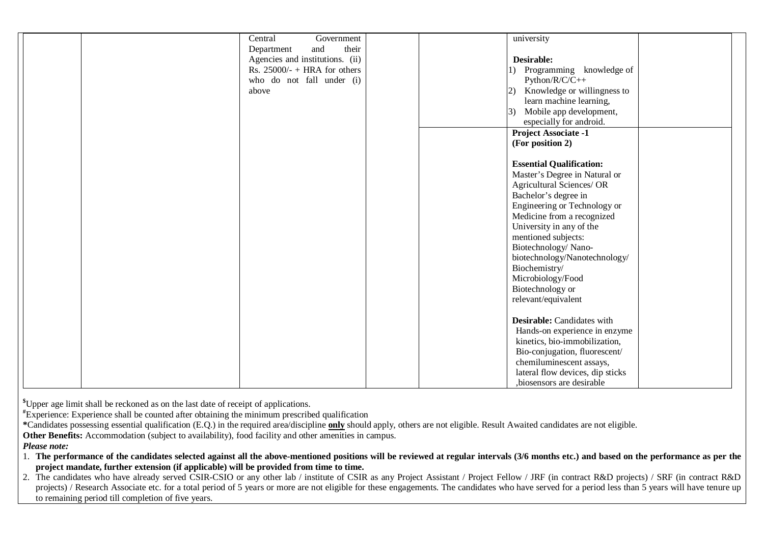| | | | | | | |
|---|---|---|---|---|---|---|
| | | Central Government Department and their Agencies and institutions. (ii) Rs. 25000/- + HRA for others who do not fall under (i) above | | | university<br><br>**Desirable:**<br>1) Programming knowledge of Python/R/C/C++<br>2) Knowledge or willingness to learn machine learning,<br>3) Mobile app development, especially for android. | |
| | | | | | **Project Associate -1 (For position 2)**<br><br>**Essential Qualification:**<br>Master's Degree in Natural or Agricultural Sciences/ OR Bachelor's degree in Engineering or Technology or Medicine from a recognized University in any of the mentioned subjects: Biotechnology/ Nano-biotechnology/Nanotechnology/ Biochemistry/ Microbiology/Food Biotechnology or relevant/equivalent<br><br>**Desirable:** Candidates with Hands-on experience in enzyme kinetics, bio-immobilization, Bio-conjugation, fluorescent/ chemiluminescent assays, lateral flow devices, dip sticks ,biosensors are desirable | |

**$**Upper age limit shall be reckoned as on the last date of receipt of applications.

**#**Experience: Experience shall be counted after obtaining the minimum prescribed qualification

**\***Candidates possessing essential qualification (E.Q.) in the required area/discipline **only** should apply, others are not eligible. Result Awaited candidates are not eligible.

**Other Benefits:** Accommodation (subject to availability), food facility and other amenities in campus.

***Please note:***

1. **The performance of the candidates selected against all the above-mentioned positions will be reviewed at regular intervals (3/6 months etc.) and based on the performance as per the project mandate, further extension (if applicable) will be provided from time to time.**
2. The candidates who have already served CSIR-CSIO or any other lab / institute of CSIR as any Project Assistant / Project Fellow / JRF (in contract R&D projects) / SRF (in contract R&D projects) / Research Associate etc. for a total period of 5 years or more are not eligible for these engagements. The candidates who have served for a period less than 5 years will have tenure up to remaining period till completion of five years.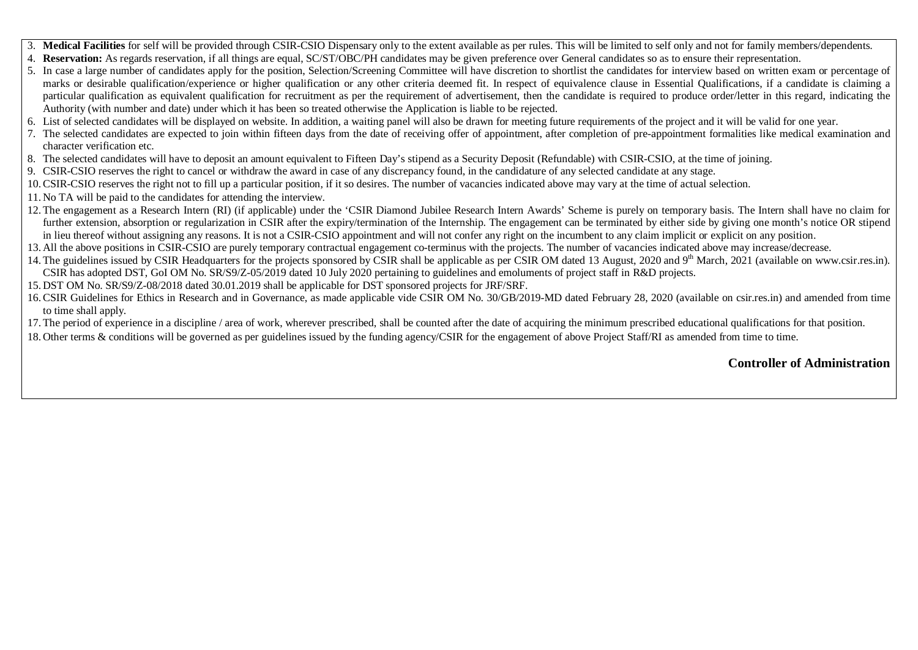3. **Medical Facilities** for self will be provided through CSIR-CSIO Dispensary only to the extent available as per rules. This will be limited to self only and not for family members/dependents.
4. **Reservation:** As regards reservation, if all things are equal, SC/ST/OBC/PH candidates may be given preference over General candidates so as to ensure their representation.
5. In case a large number of candidates apply for the position, Selection/Screening Committee will have discretion to shortlist the candidates for interview based on written exam or percentage of marks or desirable qualification/experience or higher qualification or any other criteria deemed fit. In respect of equivalence clause in Essential Qualifications, if a candidate is claiming a particular qualification as equivalent qualification for recruitment as per the requirement of advertisement, then the candidate is required to produce order/letter in this regard, indicating the Authority (with number and date) under which it has been so treated otherwise the Application is liable to be rejected.
6. List of selected candidates will be displayed on website. In addition, a waiting panel will also be drawn for meeting future requirements of the project and it will be valid for one year.
7. The selected candidates are expected to join within fifteen days from the date of receiving offer of appointment, after completion of pre-appointment formalities like medical examination and character verification etc.
8. The selected candidates will have to deposit an amount equivalent to Fifteen Day's stipend as a Security Deposit (Refundable) with CSIR-CSIO, at the time of joining.
9. CSIR-CSIO reserves the right to cancel or withdraw the award in case of any discrepancy found, in the candidature of any selected candidate at any stage.
10. CSIR-CSIO reserves the right not to fill up a particular position, if it so desires. The number of vacancies indicated above may vary at the time of actual selection.
11. No TA will be paid to the candidates for attending the interview.
12. The engagement as a Research Intern (RI) (if applicable) under the 'CSIR Diamond Jubilee Research Intern Awards' Scheme is purely on temporary basis. The Intern shall have no claim for further extension, absorption or regularization in CSIR after the expiry/termination of the Internship. The engagement can be terminated by either side by giving one month's notice OR stipend in lieu thereof without assigning any reasons. It is not a CSIR-CSIO appointment and will not confer any right on the incumbent to any claim implicit or explicit on any position.
13. All the above positions in CSIR-CSIO are purely temporary contractual engagement co-terminus with the projects. The number of vacancies indicated above may increase/decrease.
14. The guidelines issued by CSIR Headquarters for the projects sponsored by CSIR shall be applicable as per CSIR OM dated 13 August, 2020 and 9th March, 2021 (available on www.csir.res.in). CSIR has adopted DST, GoI OM No. SR/S9/Z-05/2019 dated 10 July 2020 pertaining to guidelines and emoluments of project staff in R&D projects.
15. DST OM No. SR/S9/Z-08/2018 dated 30.01.2019 shall be applicable for DST sponsored projects for JRF/SRF.
16. CSIR Guidelines for Ethics in Research and in Governance, as made applicable vide CSIR OM No. 30/GB/2019-MD dated February 28, 2020 (available on csir.res.in) and amended from time to time shall apply.
17. The period of experience in a discipline / area of work, wherever prescribed, shall be counted after the date of acquiring the minimum prescribed educational qualifications for that position.
18. Other terms & conditions will be governed as per guidelines issued by the funding agency/CSIR for the engagement of above Project Staff/RI as amended from time to time.

**Controller of Administration**